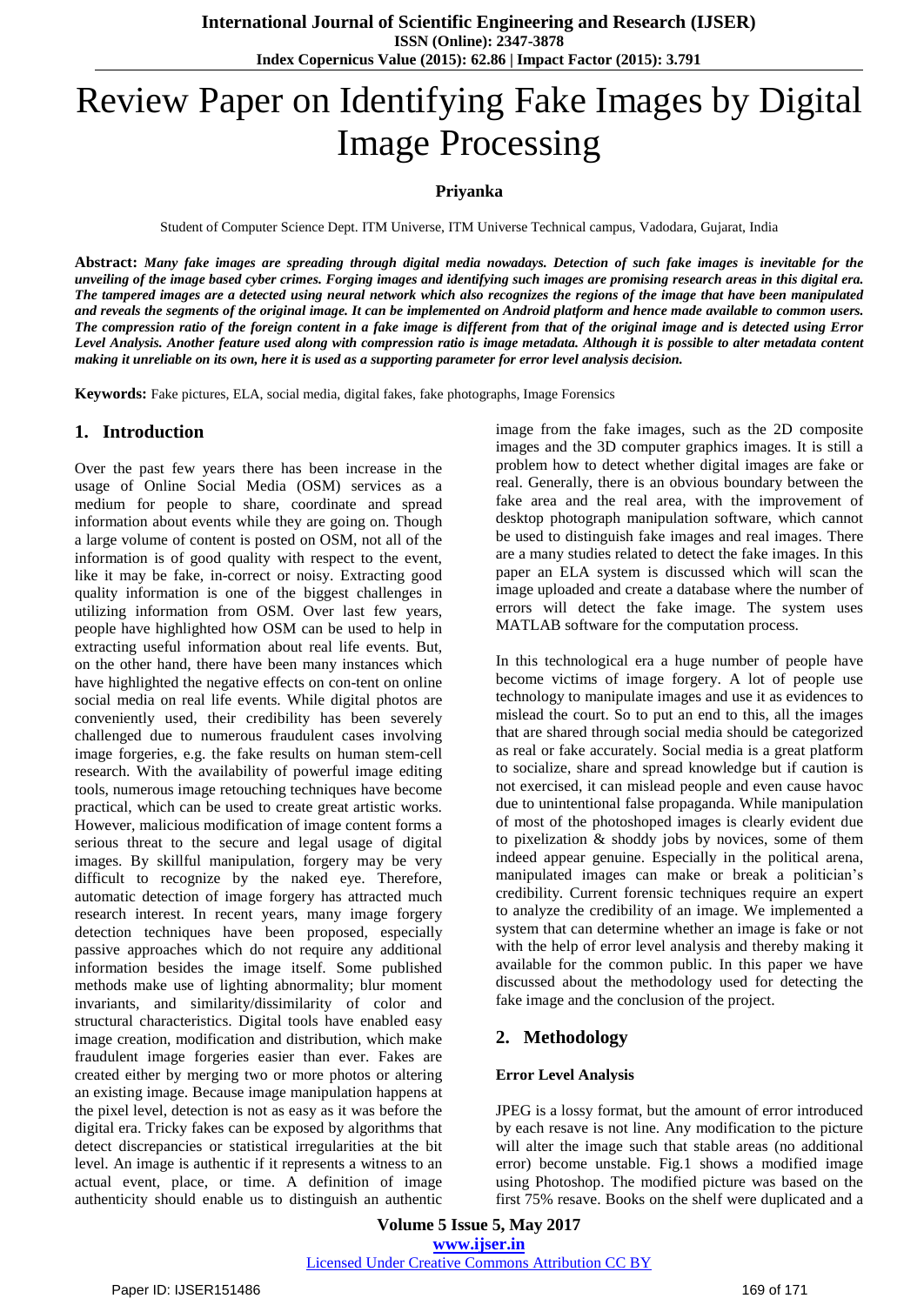# Review Paper on Identifying Fake Images by Digital Image Processing

**Priyanka**

Student of Computer Science Dept. ITM Universe, ITM Universe Technical campus, Vadodara, Gujarat, India

**Abstract:** ***Many fake images are spreading through digital media nowadays. Detection of such fake images is inevitable for the unveiling of the image based cyber crimes. Forging images and identifying such images are promising research areas in this digital era. The tampered images are a detected using neural network which also recognizes the regions of the image that have been manipulated and reveals the segments of the original image. It can be implemented on Android platform and hence made available to common users. The compression ratio of the foreign content in a fake image is different from that of the original image and is detected using Error Level Analysis. Another feature used along with compression ratio is image metadata. Although it is possible to alter metadata content making it unreliable on its own, here it is used as a supporting parameter for error level analysis decision.***

**Keywords:** Fake pictures, ELA, social media, digital fakes, fake photographs, Image Forensics

## 1. Introduction

Over the past few years there has been increase in the usage of Online Social Media (OSM) services as a medium for people to share, coordinate and spread information about events while they are going on. Though a large volume of content is posted on OSM, not all of the information is of good quality with respect to the event, like it may be fake, in-correct or noisy. Extracting good quality information is one of the biggest challenges in utilizing information from OSM. Over last few years, people have highlighted how OSM can be used to help in extracting useful information about real life events. But, on the other hand, there have been many instances which have highlighted the negative effects on con-tent on online social media on real life events. While digital photos are conveniently used, their credibility has been severely challenged due to numerous fraudulent cases involving image forgeries, e.g. the fake results on human stem-cell research. With the availability of powerful image editing tools, numerous image retouching techniques have become practical, which can be used to create great artistic works. However, malicious modification of image content forms a serious threat to the secure and legal usage of digital images. By skillful manipulation, forgery may be very difficult to recognize by the naked eye. Therefore, automatic detection of image forgery has attracted much research interest. In recent years, many image forgery detection techniques have been proposed, especially passive approaches which do not require any additional information besides the image itself. Some published methods make use of lighting abnormality; blur moment invariants, and similarity/dissimilarity of color and structural characteristics. Digital tools have enabled easy image creation, modification and distribution, which make fraudulent image forgeries easier than ever. Fakes are created either by merging two or more photos or altering an existing image. Because image manipulation happens at the pixel level, detection is not as easy as it was before the digital era. Tricky fakes can be exposed by algorithms that detect discrepancies or statistical irregularities at the bit level. An image is authentic if it represents a witness to an actual event, place, or time. A definition of image authenticity should enable us to distinguish an authentic image from the fake images, such as the 2D composite images and the 3D computer graphics images. It is still a problem how to detect whether digital images are fake or real. Generally, there is an obvious boundary between the fake area and the real area, with the improvement of desktop photograph manipulation software, which cannot be used to distinguish fake images and real images. There are a many studies related to detect the fake images. In this paper an ELA system is discussed which will scan the image uploaded and create a database where the number of errors will detect the fake image. The system uses MATLAB software for the computation process.

In this technological era a huge number of people have become victims of image forgery. A lot of people use technology to manipulate images and use it as evidences to mislead the court. So to put an end to this, all the images that are shared through social media should be categorized as real or fake accurately. Social media is a great platform to socialize, share and spread knowledge but if caution is not exercised, it can mislead people and even cause havoc due to unintentional false propaganda. While manipulation of most of the photoshoped images is clearly evident due to pixelization & shoddy jobs by novices, some of them indeed appear genuine. Especially in the political arena, manipulated images can make or break a politician's credibility. Current forensic techniques require an expert to analyze the credibility of an image. We implemented a system that can determine whether an image is fake or not with the help of error level analysis and thereby making it available for the common public. In this paper we have discussed about the methodology used for detecting the fake image and the conclusion of the project.

## 2. Methodology

### Error Level Analysis

JPEG is a lossy format, but the amount of error introduced by each resave is not line. Any modification to the picture will alter the image such that stable areas (no additional error) become unstable. Fig.1 shows a modified image using Photoshop. The modified picture was based on the first 75% resave. Books on the shelf were duplicated and a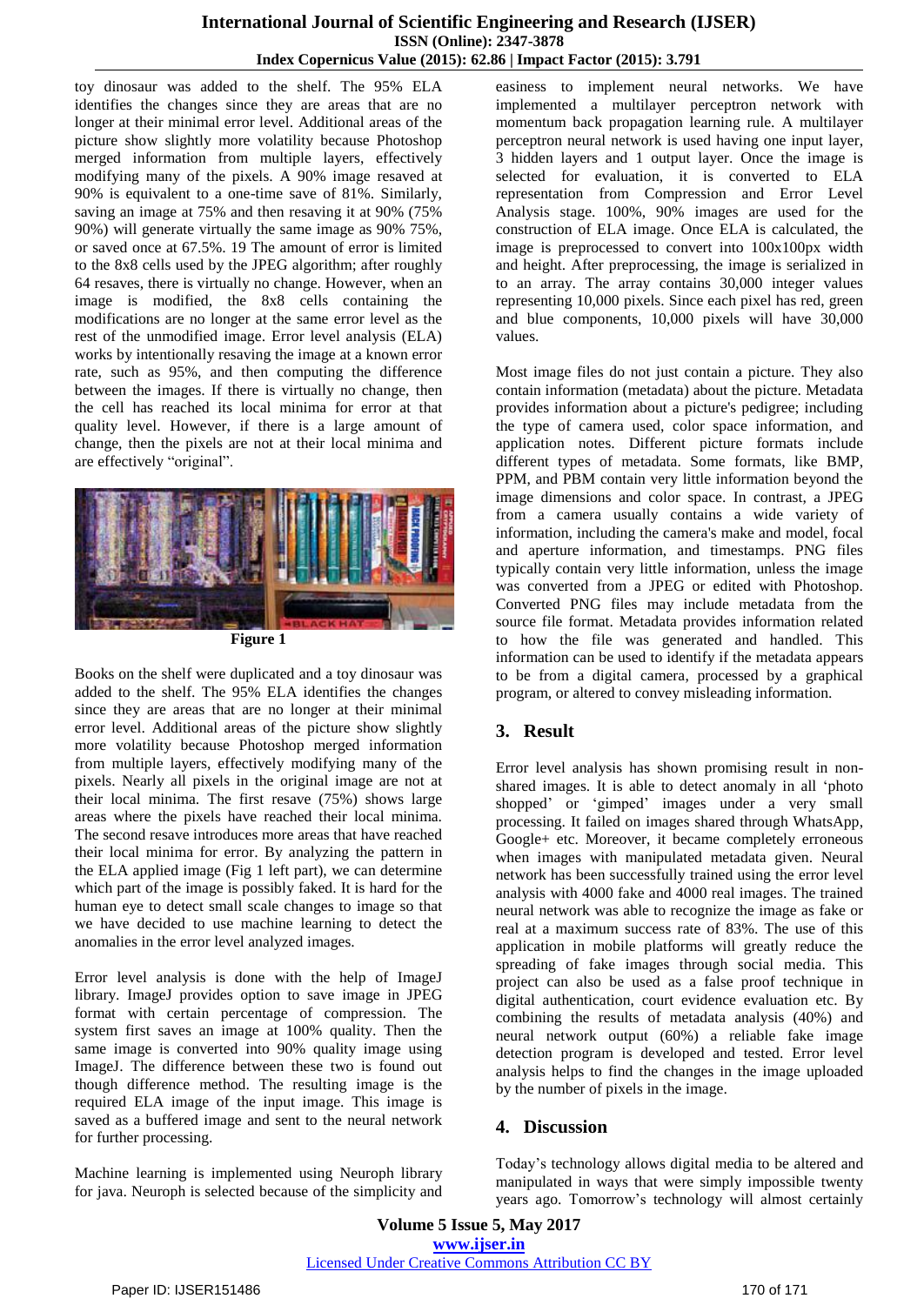toy dinosaur was added to the shelf. The 95% ELA identifies the changes since they are areas that are no longer at their minimal error level. Additional areas of the picture show slightly more volatility because Photoshop merged information from multiple layers, effectively modifying many of the pixels. A 90% image resaved at 90% is equivalent to a one-time save of 81%. Similarly, saving an image at 75% and then resaving it at 90% (75% 90%) will generate virtually the same image as 90% 75%, or saved once at 67.5%. 19 The amount of error is limited to the 8x8 cells used by the JPEG algorithm; after roughly 64 resaves, there is virtually no change. However, when an image is modified, the 8x8 cells containing the modifications are no longer at the same error level as the rest of the unmodified image. Error level analysis (ELA) works by intentionally resaving the image at a known error rate, such as 95%, and then computing the difference between the images. If there is virtually no change, then the cell has reached its local minima for error at that quality level. However, if there is a large amount of change, then the pixels are not at their local minima and are effectively "original".

**Figure 1**

Books on the shelf were duplicated and a toy dinosaur was added to the shelf. The 95% ELA identifies the changes since they are areas that are no longer at their minimal error level. Additional areas of the picture show slightly more volatility because Photoshop merged information from multiple layers, effectively modifying many of the pixels. Nearly all pixels in the original image are not at their local minima. The first resave (75%) shows large areas where the pixels have reached their local minima. The second resave introduces more areas that have reached their local minima for error. By analyzing the pattern in the ELA applied image (Fig 1 left part), we can determine which part of the image is possibly faked. It is hard for the human eye to detect small scale changes to image so that we have decided to use machine learning to detect the anomalies in the error level analyzed images.

Error level analysis is done with the help of ImageJ library. ImageJ provides option to save image in JPEG format with certain percentage of compression. The system first saves an image at 100% quality. Then the same image is converted into 90% quality image using ImageJ. The difference between these two is found out though difference method. The resulting image is the required ELA image of the input image. This image is saved as a buffered image and sent to the neural network for further processing.

Machine learning is implemented using Neuroph library for java. Neuroph is selected because of the simplicity and easiness to implement neural networks. We have implemented a multilayer perceptron network with momentum back propagation learning rule. A multilayer perceptron neural network is used having one input layer, 3 hidden layers and 1 output layer. Once the image is selected for evaluation, it is converted to ELA representation from Compression and Error Level Analysis stage. 100%, 90% images are used for the construction of ELA image. Once ELA is calculated, the image is preprocessed to convert into 100x100px width and height. After preprocessing, the image is serialized in to an array. The array contains 30,000 integer values representing 10,000 pixels. Since each pixel has red, green and blue components, 10,000 pixels will have 30,000 values.

Most image files do not just contain a picture. They also contain information (metadata) about the picture. Metadata provides information about a picture's pedigree; including the type of camera used, color space information, and application notes. Different picture formats include different types of metadata. Some formats, like BMP, PPM, and PBM contain very little information beyond the image dimensions and color space. In contrast, a JPEG from a camera usually contains a wide variety of information, including the camera's make and model, focal and aperture information, and timestamps. PNG files typically contain very little information, unless the image was converted from a JPEG or edited with Photoshop. Converted PNG files may include metadata from the source file format. Metadata provides information related to how the file was generated and handled. This information can be used to identify if the metadata appears to be from a digital camera, processed by a graphical program, or altered to convey misleading information.

## 3. Result

Error level analysis has shown promising result in non-shared images. It is able to detect anomaly in all 'photo shopped' or 'gimped' images under a very small processing. It failed on images shared through WhatsApp, Google+ etc. Moreover, it became completely erroneous when images with manipulated metadata given. Neural network has been successfully trained using the error level analysis with 4000 fake and 4000 real images. The trained neural network was able to recognize the image as fake or real at a maximum success rate of 83%. The use of this application in mobile platforms will greatly reduce the spreading of fake images through social media. This project can also be used as a false proof technique in digital authentication, court evidence evaluation etc. By combining the results of metadata analysis (40%) and neural network output (60%) a reliable fake image detection program is developed and tested. Error level analysis helps to find the changes in the image uploaded by the number of pixels in the image.

## 4. Discussion

Today's technology allows digital media to be altered and manipulated in ways that were simply impossible twenty years ago. Tomorrow's technology will almost certainly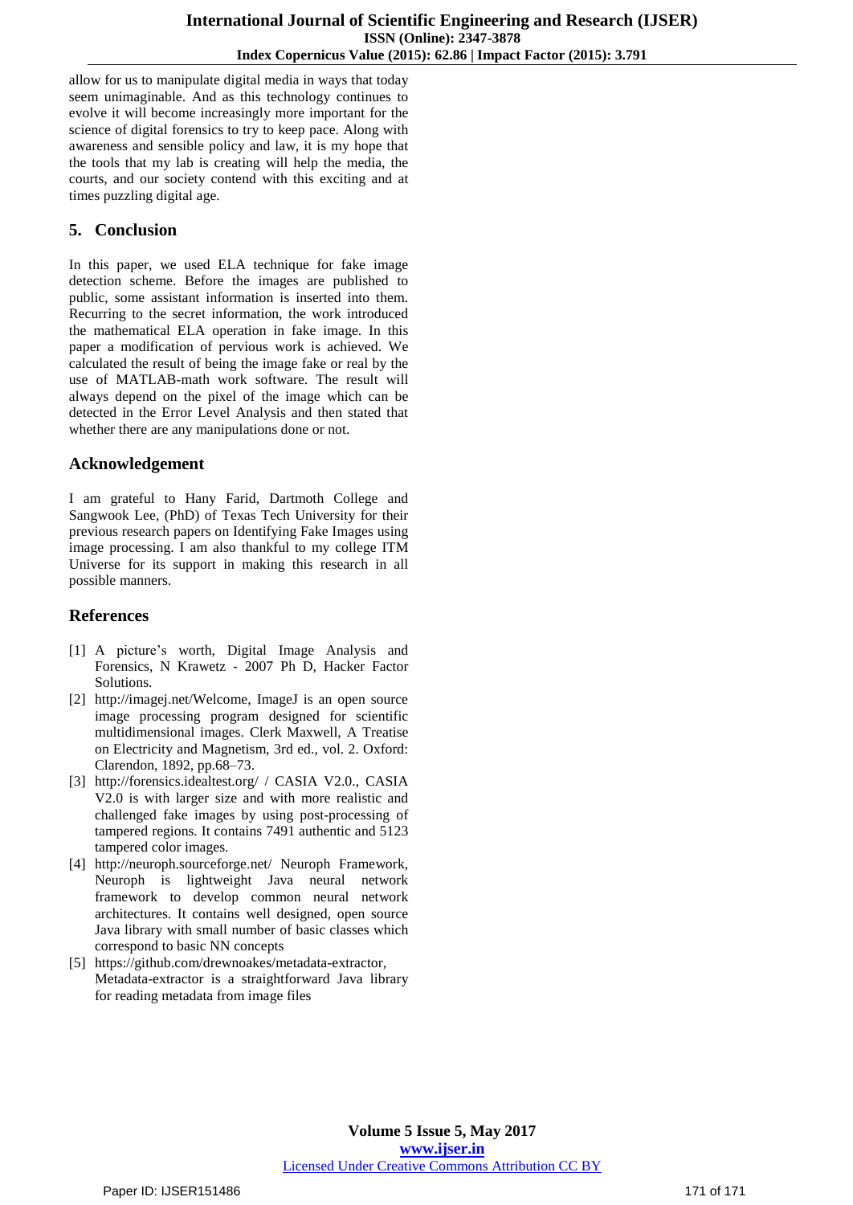allow for us to manipulate digital media in ways that today seem unimaginable. And as this technology continues to evolve it will become increasingly more important for the science of digital forensics to try to keep pace. Along with awareness and sensible policy and law, it is my hope that the tools that my lab is creating will help the media, the courts, and our society contend with this exciting and at times puzzling digital age.

## 5. Conclusion

In this paper, we used ELA technique for fake image detection scheme. Before the images are published to public, some assistant information is inserted into them. Recurring to the secret information, the work introduced the mathematical ELA operation in fake image. In this paper a modification of pervious work is achieved. We calculated the result of being the image fake or real by the use of MATLAB-math work software. The result will always depend on the pixel of the image which can be detected in the Error Level Analysis and then stated that whether there are any manipulations done or not.

## Acknowledgement

I am grateful to Hany Farid, Dartmoth College and Sangwook Lee, (PhD) of Texas Tech University for their previous research papers on Identifying Fake Images using image processing. I am also thankful to my college ITM Universe for its support in making this research in all possible manners.

## References

- [1] A picture's worth, Digital Image Analysis and Forensics, N Krawetz - 2007 Ph D, Hacker Factor Solutions.
- [2] http://imagej.net/Welcome, ImageJ is an open source image processing program designed for scientific multidimensional images. Clerk Maxwell, A Treatise on Electricity and Magnetism, 3rd ed., vol. 2. Oxford: Clarendon, 1892, pp.68–73.
- [3] http://forensics.idealtest.org/ / CASIA V2.0., CASIA V2.0 is with larger size and with more realistic and challenged fake images by using post-processing of tampered regions. It contains 7491 authentic and 5123 tampered color images.
- [4] http://neuroph.sourceforge.net/ Neuroph Framework, Neuroph is lightweight Java neural network framework to develop common neural network architectures. It contains well designed, open source Java library with small number of basic classes which correspond to basic NN concepts
- [5] https://github.com/drewnoakes/metadata-extractor, Metadata-extractor is a straightforward Java library for reading metadata from image files